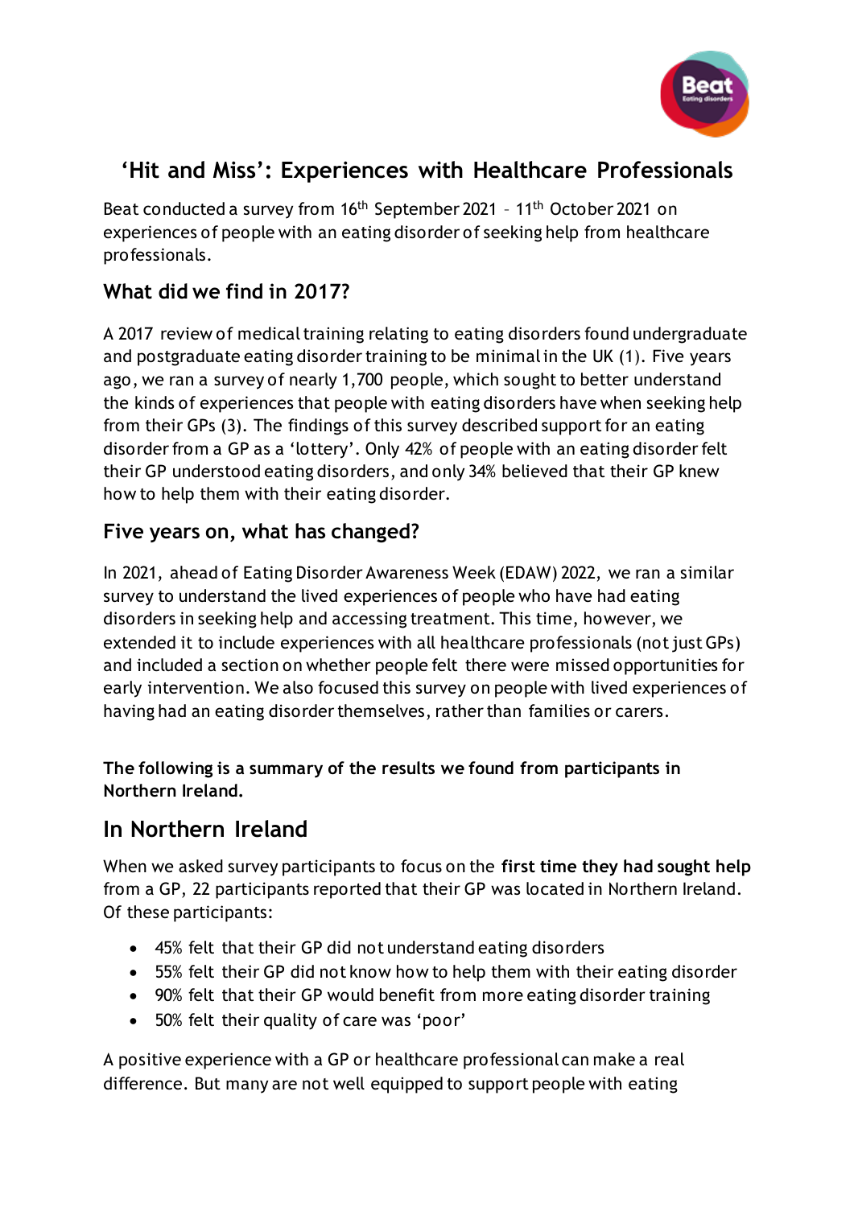# 'Hit and Miss': Experiences with Healthcare Professionals

Beat conducted a survey from 16th September 2021 – 11th October 2021 on experiences of people with an eating disorder of seeking help from healthcare professionals.

## What did we find in 2017?

A 2017 review of medical training relating to eating disorders found undergraduate and postgraduate eating disorder training to be minimal in the UK (1). Five years ago, we ran a survey of nearly 1,700 people, which sought to better understand the kinds of experiences that people with eating disorders have when seeking help from their GPs (3). The findings of this survey described support for an eating disorder from a GP as a 'lottery'. Only 42% of people with an eating disorder felt their GP understood eating disorders, and only 34% believed that their GP knew how to help them with their eating disorder.

## Five years on, what has changed?

In 2021, ahead of Eating Disorder Awareness Week (EDAW) 2022, we ran a similar survey to understand the lived experiences of people who have had eating disorders in seeking help and accessing treatment. This time, however, we extended it to include experiences with all healthcare professionals (not just GPs) and included a section on whether people felt there were missed opportunities for early intervention. We also focused this survey on people with lived experiences of having had an eating disorder themselves, rather than families or carers.

**The following is a summary of the results we found from participants in Northern Ireland.**

## In Northern Ireland

When we asked survey participants to focus on the **first time they had sought help** from a GP, 22 participants reported that their GP was located in Northern Ireland. Of these participants:

- 45% felt that their GP did not understand eating disorders
- 55% felt their GP did not know how to help them with their eating disorder
- 90% felt that their GP would benefit from more eating disorder training
- 50% felt their quality of care was 'poor'

A positive experience with a GP or healthcare professional can make a real difference. But many are not well equipped to support people with eating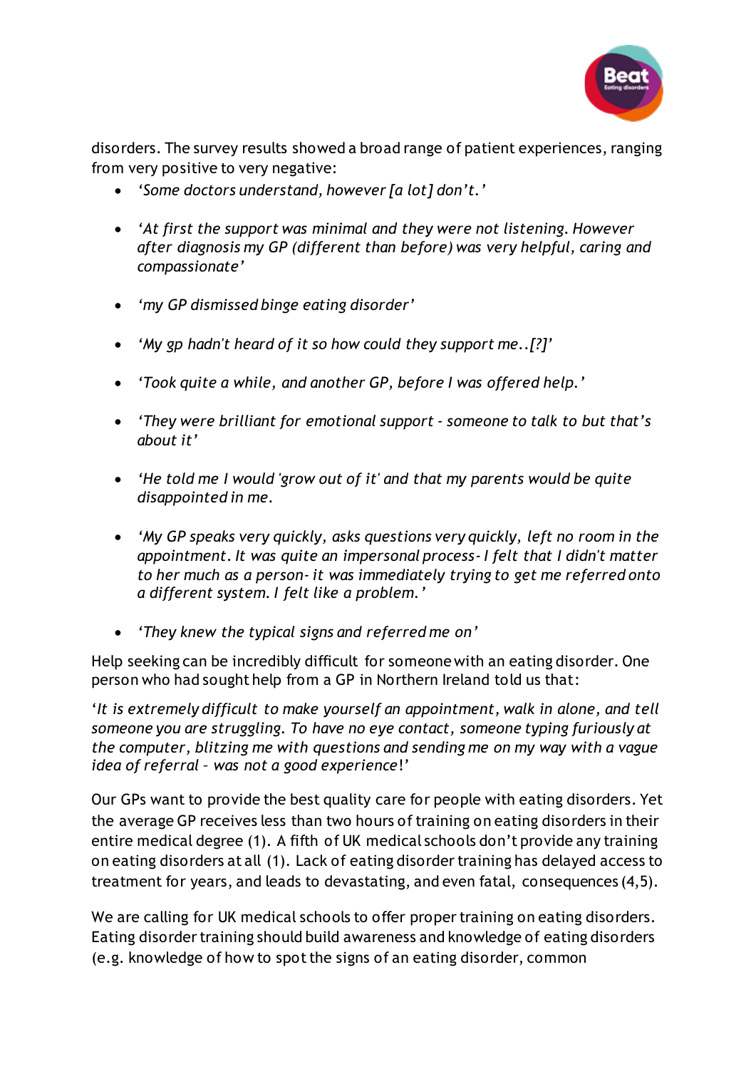disorders. The survey results showed a broad range of patient experiences, ranging from very positive to very negative:

- *'Some doctors understand, however [a lot] don't.'*
- *'At first the support was minimal and they were not listening. However after diagnosis my GP (different than before) was very helpful, caring and compassionate'*
- *'my GP dismissed binge eating disorder'*
- *'My gp hadn't heard of it so how could they support me..[?]'*
- *'Took quite a while, and another GP, before I was offered help.'*
- *'They were brilliant for emotional support - someone to talk to but that's about it'*
- *'He told me I would 'grow out of it' and that my parents would be quite disappointed in me.*
- *'My GP speaks very quickly, asks questions very quickly, left no room in the appointment. It was quite an impersonal process- I felt that I didn't matter to her much as a person- it was immediately trying to get me referred onto a different system. I felt like a problem.'*
- *'They knew the typical signs and referred me on'*

Help seeking can be incredibly difficult for someone with an eating disorder. One person who had sought help from a GP in Northern Ireland told us that:

'*It is extremely difficult to make yourself an appointment, walk in alone, and tell someone you are struggling. To have no eye contact, someone typing furiously at the computer, blitzing me with questions and sending me on my way with a vague idea of referral – was not a good experience*!'

Our GPs want to provide the best quality care for people with eating disorders. Yet the average GP receives less than two hours of training on eating disorders in their entire medical degree (1). A fifth of UK medical schools don't provide any training on eating disorders at all (1). Lack of eating disorder training has delayed access to treatment for years, and leads to devastating, and even fatal, consequences (4,5).

We are calling for UK medical schools to offer proper training on eating disorders. Eating disorder training should build awareness and knowledge of eating disorders (e.g. knowledge of how to spot the signs of an eating disorder, common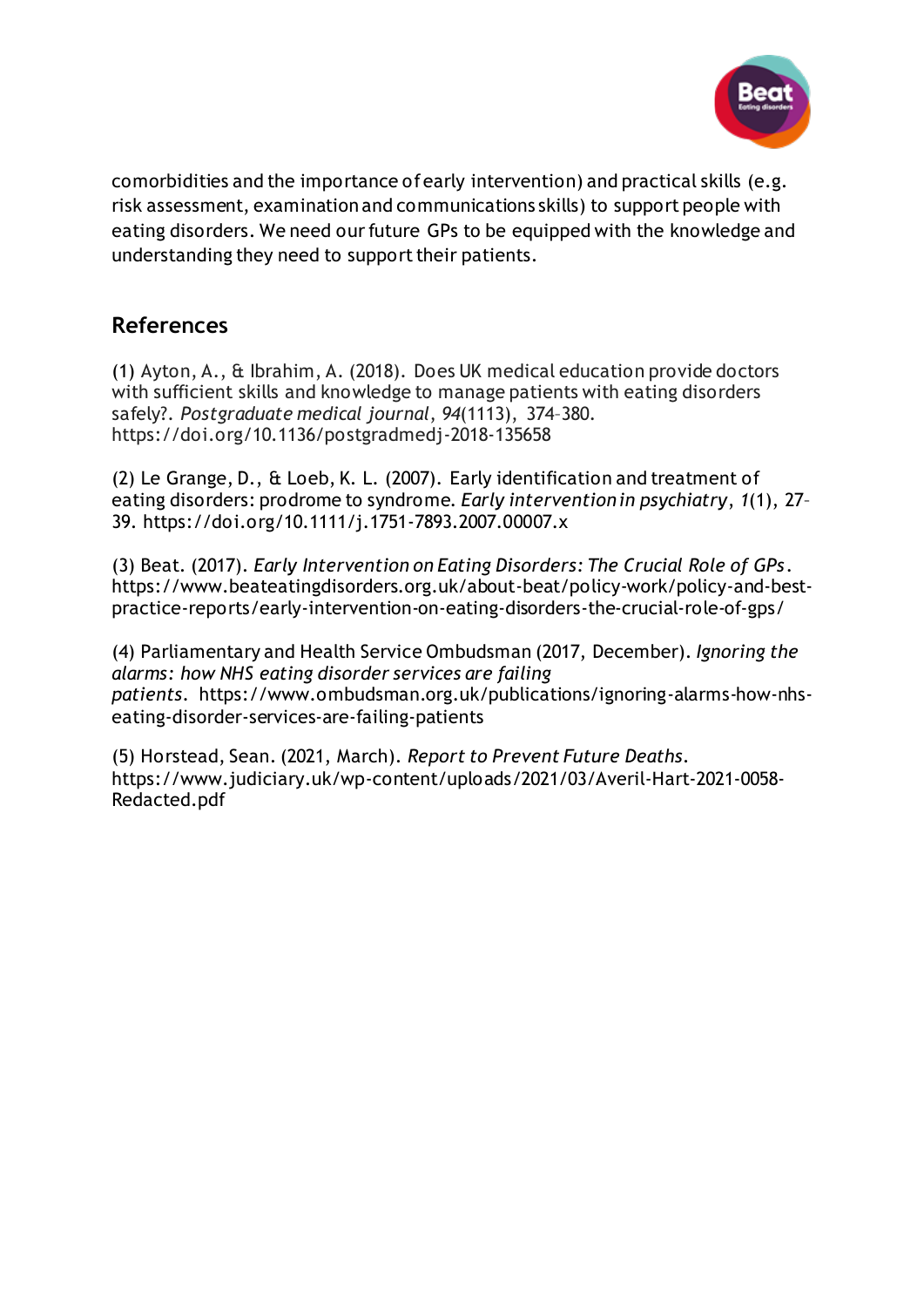comorbidities and the importance of early intervention) and practical skills (e.g. risk assessment, examination and communications skills) to support people with eating disorders. We need our future GPs to be equipped with the knowledge and understanding they need to support their patients.

## References

(1) Ayton, A., & Ibrahim, A. (2018). Does UK medical education provide doctors with sufficient skills and knowledge to manage patients with eating disorders safely?. *Postgraduate medical journal*, *94*(1113), 374–380. https://doi.org/10.1136/postgradmedj-2018-135658

(2) Le Grange, D., & Loeb, K. L. (2007). Early identification and treatment of eating disorders: prodrome to syndrome. *Early intervention in psychiatry*, *1*(1), 27–39. https://doi.org/10.1111/j.1751-7893.2007.00007.x

(3) Beat. (2017). *Early Intervention on Eating Disorders: The Crucial Role of GPs*. https://www.beateatingdisorders.org.uk/about-beat/policy-work/policy-and-best-practice-reports/early-intervention-on-eating-disorders-the-crucial-role-of-gps/

(4) Parliamentary and Health Service Ombudsman (2017, December). *Ignoring the alarms: how NHS eating disorder services are failing patients*. https://www.ombudsman.org.uk/publications/ignoring-alarms-how-nhs-eating-disorder-services-are-failing-patients

(5) Horstead, Sean. (2021, March). *Report to Prevent Future Deaths*. https://www.judiciary.uk/wp-content/uploads/2021/03/Averil-Hart-2021-0058-Redacted.pdf